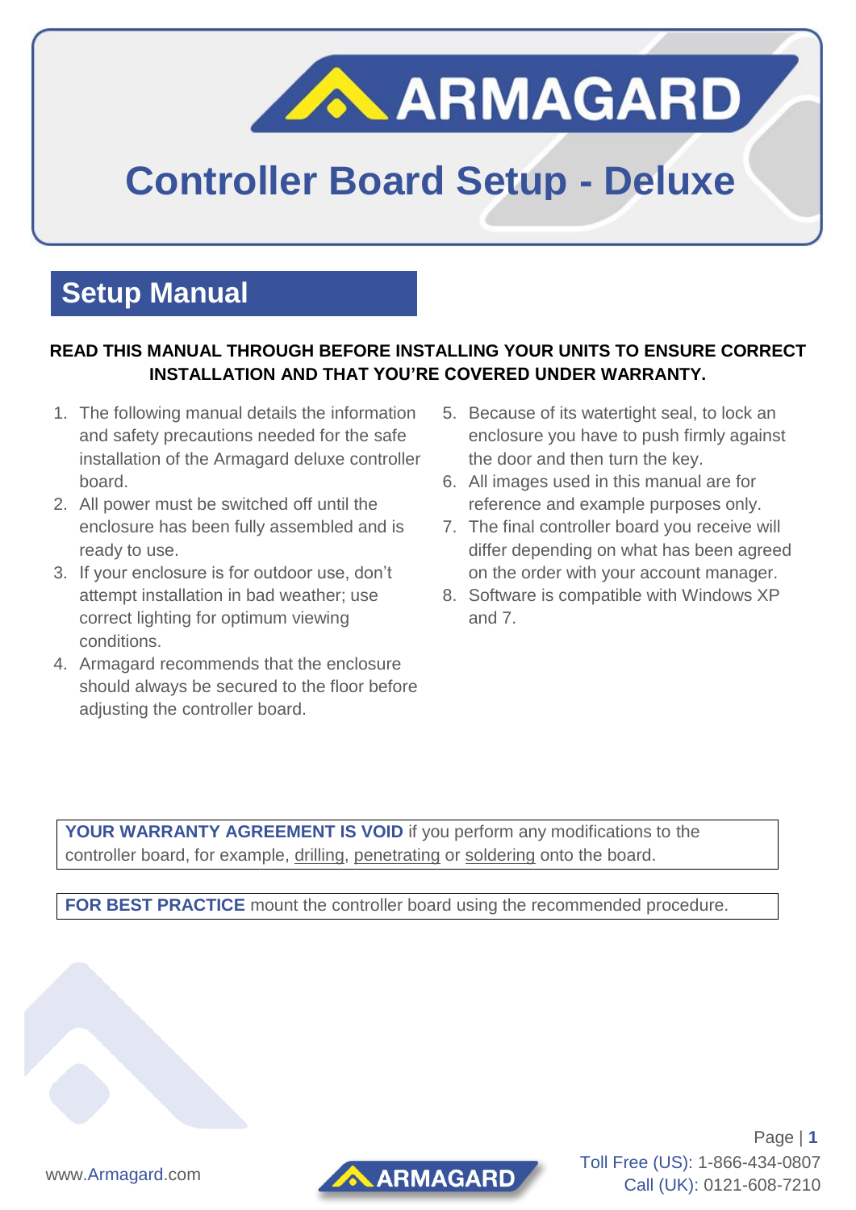# Controller Board Setup - Deluxe

## Setup Manual

**READ THIS MANUAL THROUGH BEFORE INSTALLING YOUR UNITS TO ENSURE CORRECT INSTALLATION AND THAT YOU'RE COVERED UNDER WARRANTY.**

1. The following manual details the information and safety precautions needed for the safe installation of the Armagard deluxe controller board.
2. All power must be switched off until the enclosure has been fully assembled and is ready to use.
3. If your enclosure is for outdoor use, don't attempt installation in bad weather; use correct lighting for optimum viewing conditions.
4. Armagard recommends that the enclosure should always be secured to the floor before adjusting the controller board.
5. Because of its watertight seal, to lock an enclosure you have to push firmly against the door and then turn the key.
6. All images used in this manual are for reference and example purposes only.
7. The final controller board you receive will differ depending on what has been agreed on the order with your account manager.
8. Software is compatible with Windows XP and 7.

**YOUR WARRANTY AGREEMENT IS VOID** if you perform any modifications to the controller board, for example, drilling, penetrating or soldering onto the board.

**FOR BEST PRACTICE** mount the controller board using the recommended procedure.

www.Armagard.com

Toll Free (US): 1-866-434-0807
Call (UK): 0121-608-7210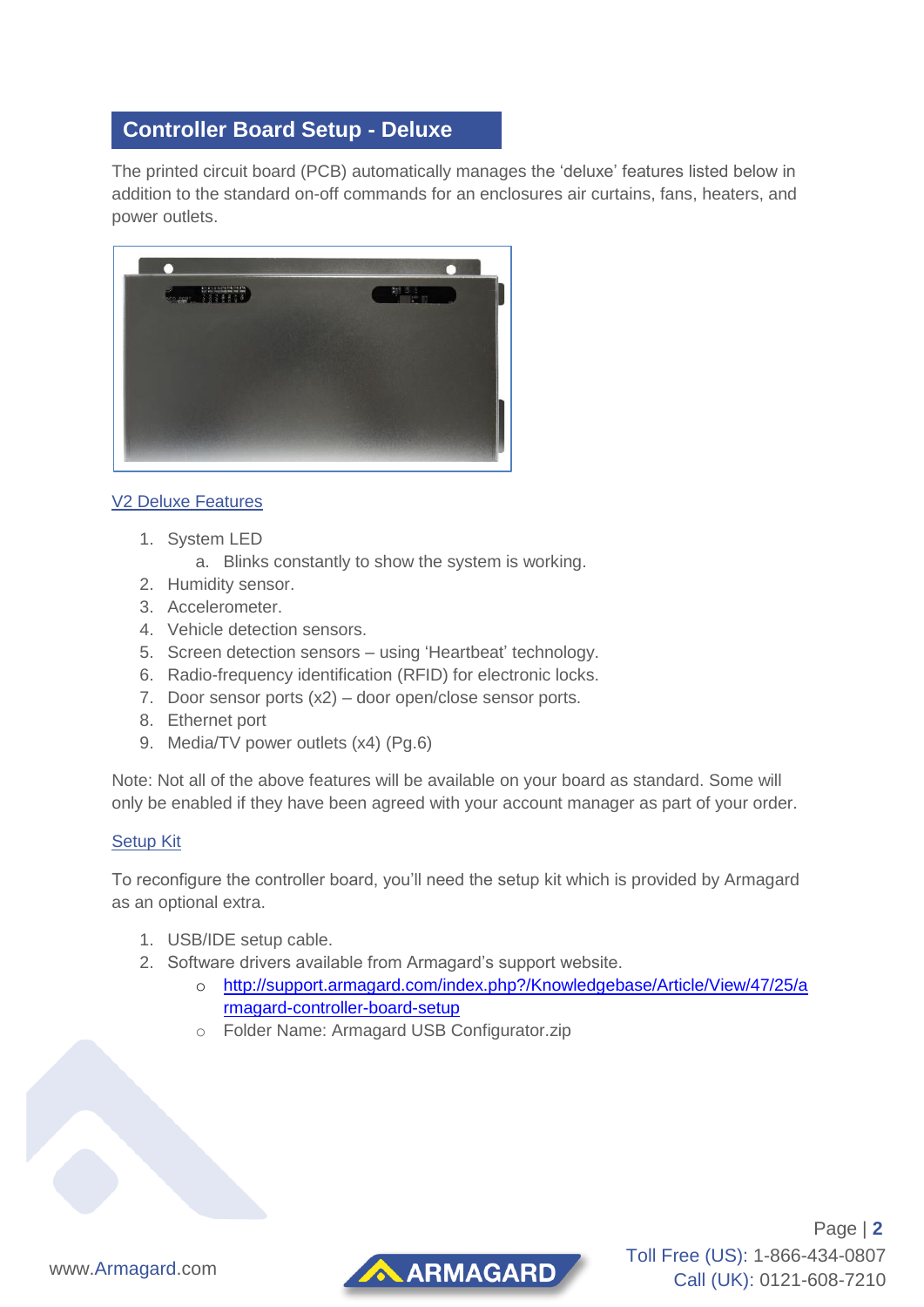## Controller Board Setup - Deluxe

The printed circuit board (PCB) automatically manages the 'deluxe' features listed below in addition to the standard on-off commands for an enclosures air curtains, fans, heaters, and power outlets.

V2 Deluxe Features

1. System LED
   a. Blinks constantly to show the system is working.
2. Humidity sensor.
3. Accelerometer.
4. Vehicle detection sensors.
5. Screen detection sensors – using 'Heartbeat' technology.
6. Radio-frequency identification (RFID) for electronic locks.
7. Door sensor ports (x2) – door open/close sensor ports.
8. Ethernet port
9. Media/TV power outlets (x4) (Pg.6)

Note: Not all of the above features will be available on your board as standard. Some will only be enabled if they have been agreed with your account manager as part of your order.

Setup Kit

To reconfigure the controller board, you'll need the setup kit which is provided by Armagard as an optional extra.

1. USB/IDE setup cable.
2. Software drivers available from Armagard's support website.
   - http://support.armagard.com/index.php?/Knowledgebase/Article/View/47/25/armagard-controller-board-setup
   - Folder Name: Armagard USB Configurator.zip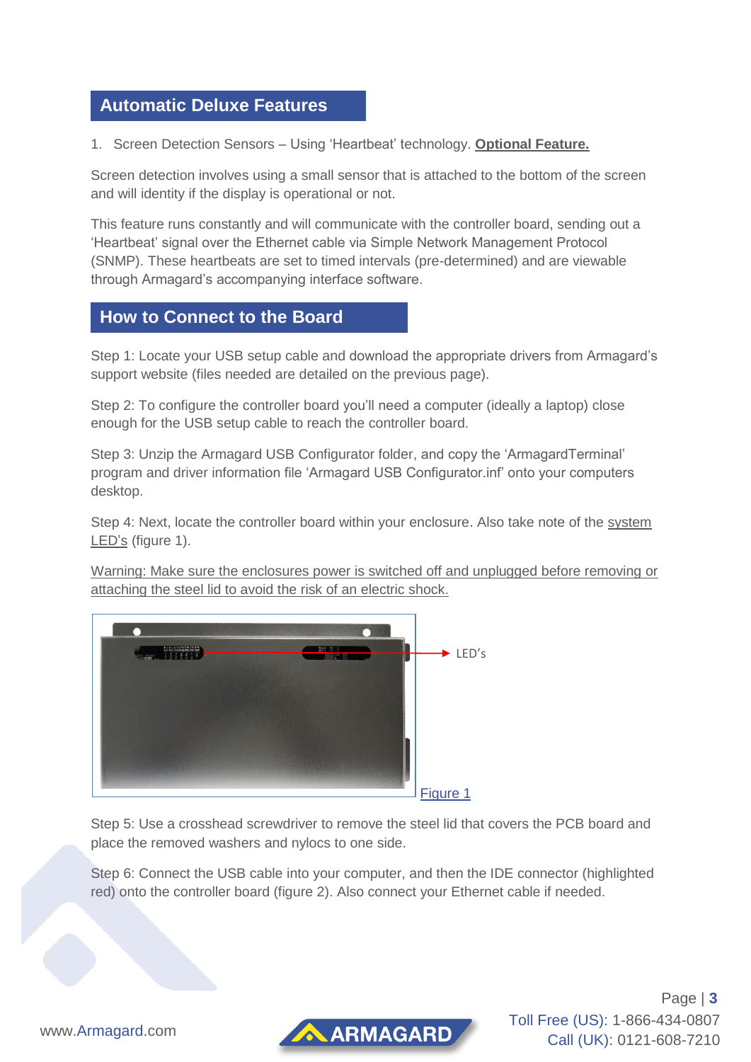## Automatic Deluxe Features

1. Screen Detection Sensors – Using 'Heartbeat' technology. **Optional Feature.**

Screen detection involves using a small sensor that is attached to the bottom of the screen and will identity if the display is operational or not.

This feature runs constantly and will communicate with the controller board, sending out a 'Heartbeat' signal over the Ethernet cable via Simple Network Management Protocol (SNMP). These heartbeats are set to timed intervals (pre-determined) and are viewable through Armagard's accompanying interface software.

## How to Connect to the Board

Step 1: Locate your USB setup cable and download the appropriate drivers from Armagard's support website (files needed are detailed on the previous page).

Step 2: To configure the controller board you'll need a computer (ideally a laptop) close enough for the USB setup cable to reach the controller board.

Step 3: Unzip the Armagard USB Configurator folder, and copy the 'ArmagardTerminal' program and driver information file 'Armagard USB Configurator.inf' onto your computers desktop.

Step 4: Next, locate the controller board within your enclosure. Also take note of the system LED's (figure 1).

Warning: Make sure the enclosures power is switched off and unplugged before removing or attaching the steel lid to avoid the risk of an electric shock.

LED's

Figure 1

Step 5: Use a crosshead screwdriver to remove the steel lid that covers the PCB board and place the removed washers and nylocs to one side.

Step 6: Connect the USB cable into your computer, and then the IDE connector (highlighted red) onto the controller board (figure 2). Also connect your Ethernet cable if needed.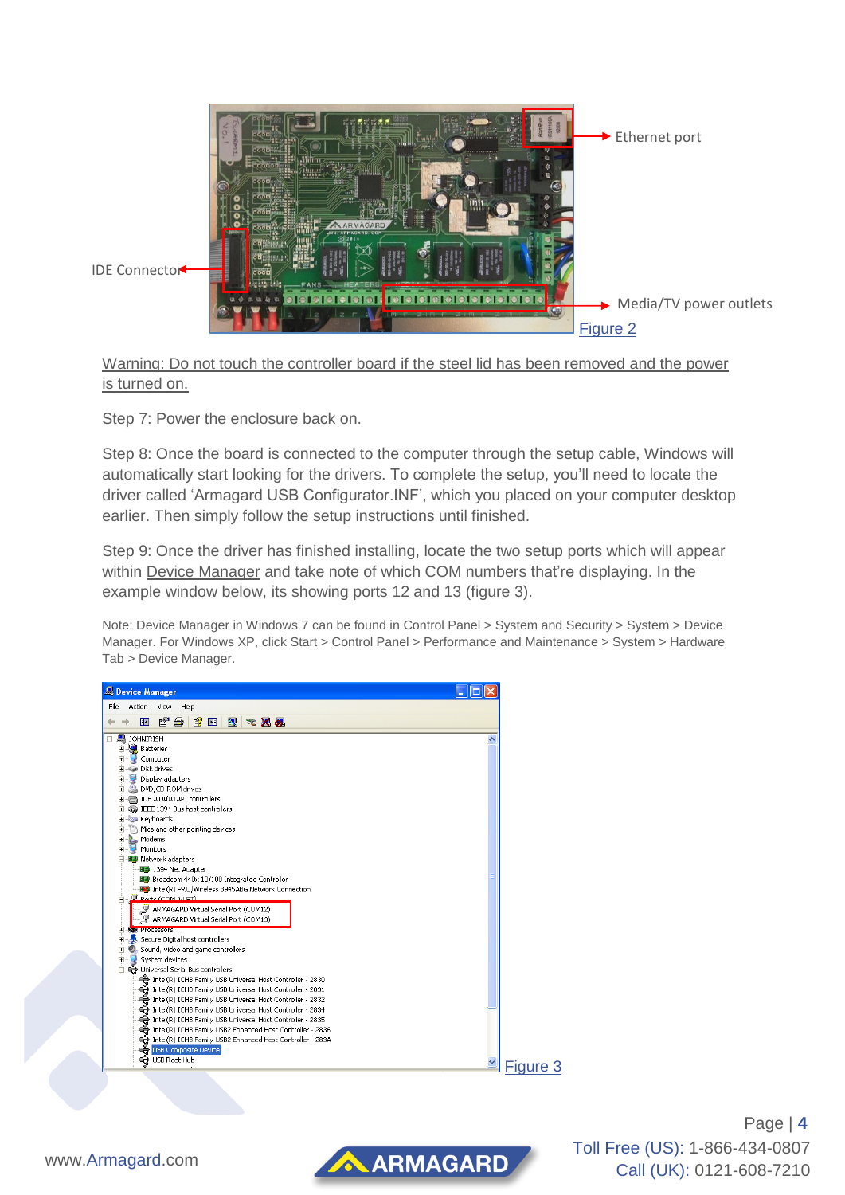Ethernet port

IDE Connector

Media/TV power outlets

Figure 2

Warning: Do not touch the controller board if the steel lid has been removed and the power is turned on.

Step 7: Power the enclosure back on.

Step 8: Once the board is connected to the computer through the setup cable, Windows will automatically start looking for the drivers. To complete the setup, you'll need to locate the driver called 'Armagard USB Configurator.INF', which you placed on your computer desktop earlier. Then simply follow the setup instructions until finished.

Step 9: Once the driver has finished installing, locate the two setup ports which will appear within Device Manager and take note of which COM numbers that're displaying. In the example window below, its showing ports 12 and 13 (figure 3).

Note: Device Manager in Windows 7 can be found in Control Panel > System and Security > System > Device Manager. For Windows XP, click Start > Control Panel > Performance and Maintenance > System > Hardware Tab > Device Manager.

Figure 3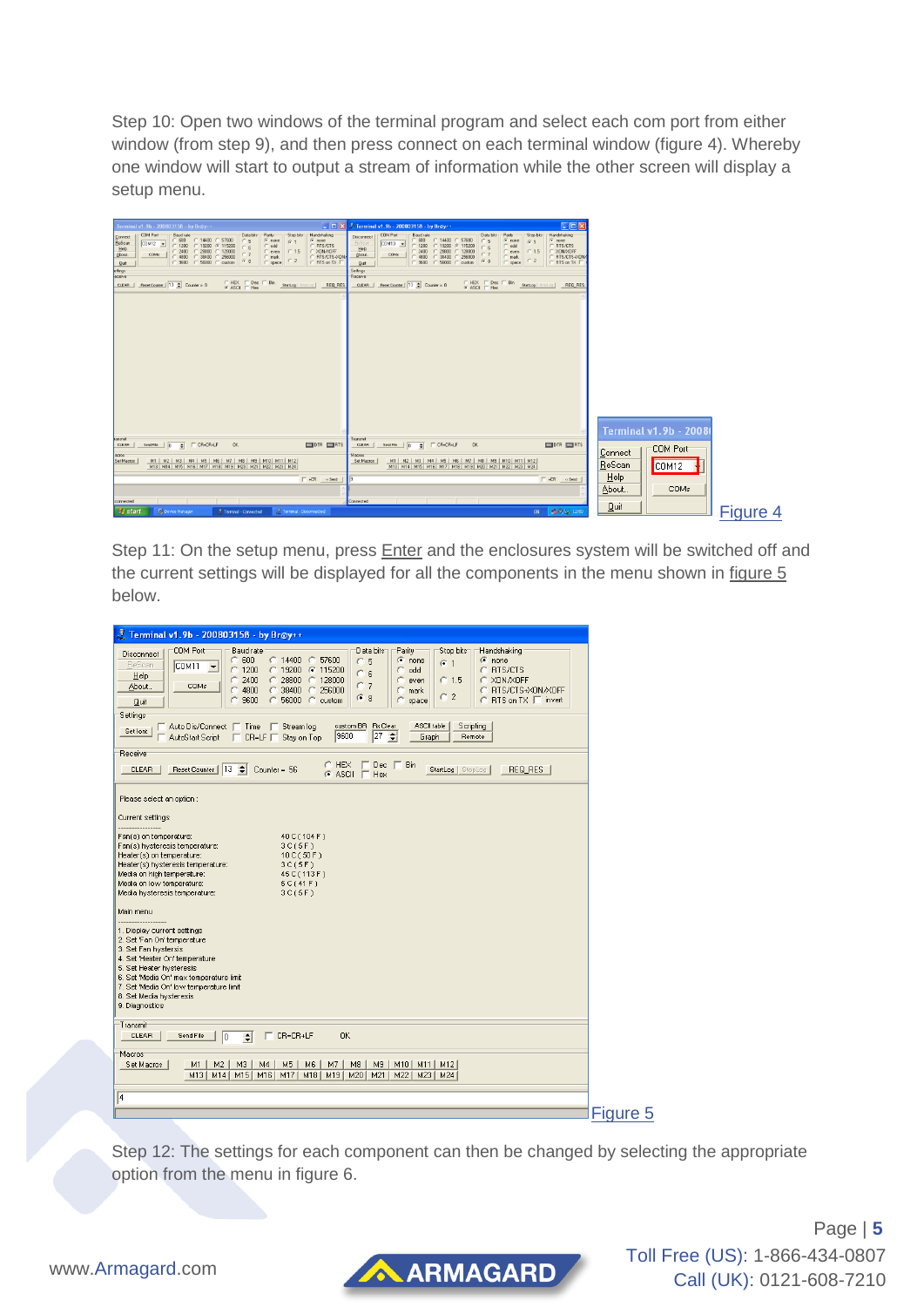Step 10: Open two windows of the terminal program and select each com port from either window (from step 9), and then press connect on each terminal window (figure 4). Whereby one window will start to output a stream of information while the other screen will display a setup menu.

Figure 4

Step 11: On the setup menu, press Enter and the enclosures system will be switched off and the current settings will be displayed for all the components in the menu shown in figure 5 below.

Figure 5

Step 12: The settings for each component can then be changed by selecting the appropriate option from the menu in figure 6.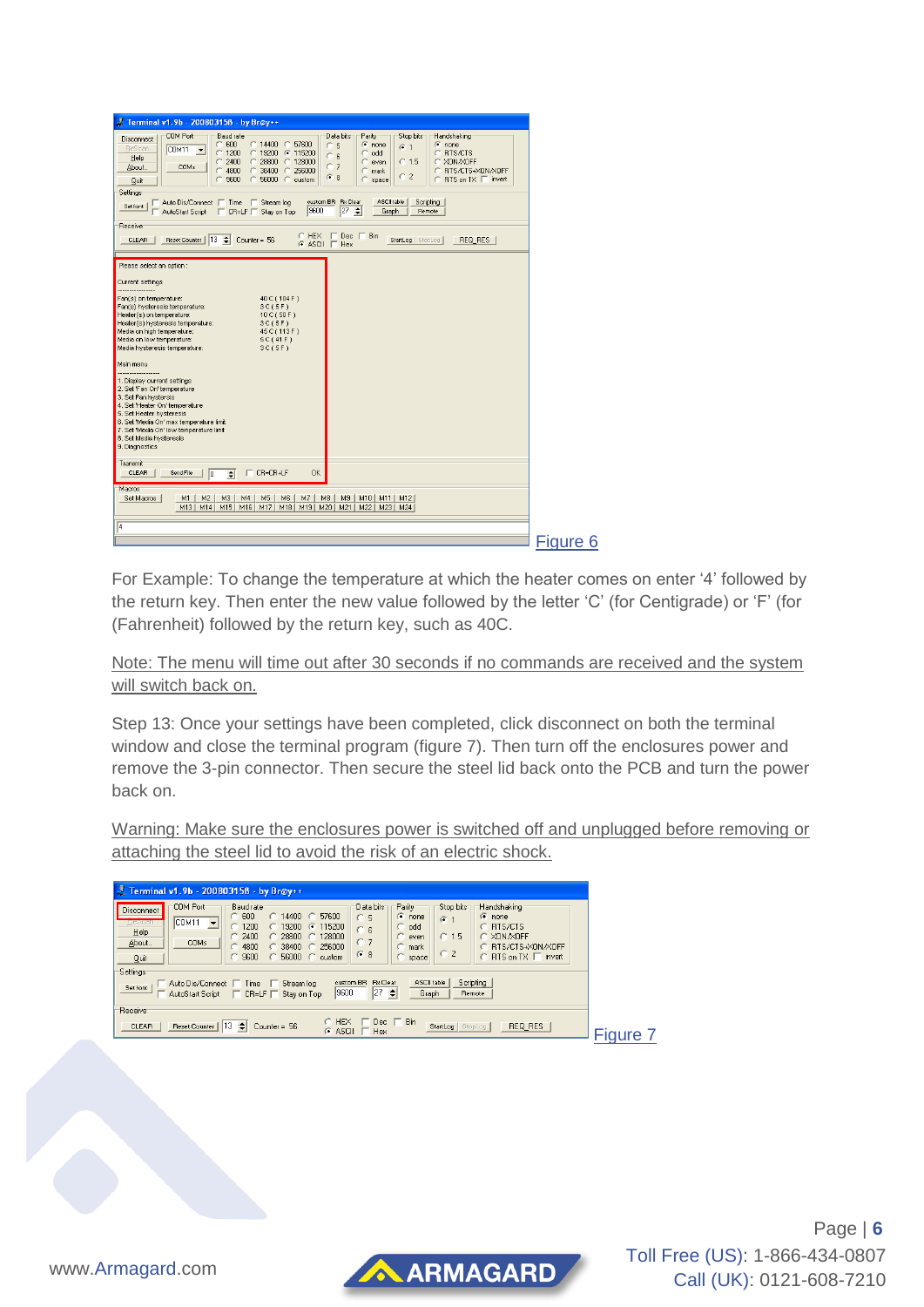Figure 6

For Example: To change the temperature at which the heater comes on enter '4' followed by the return key. Then enter the new value followed by the letter 'C' (for Centigrade) or 'F' (for (Fahrenheit) followed by the return key, such as 40C.

Note: The menu will time out after 30 seconds if no commands are received and the system will switch back on.

Step 13: Once your settings have been completed, click disconnect on both the terminal window and close the terminal program (figure 7). Then turn off the enclosures power and remove the 3-pin connector. Then secure the steel lid back onto the PCB and turn the power back on.

Warning: Make sure the enclosures power is switched off and unplugged before removing or attaching the steel lid to avoid the risk of an electric shock.

Figure 7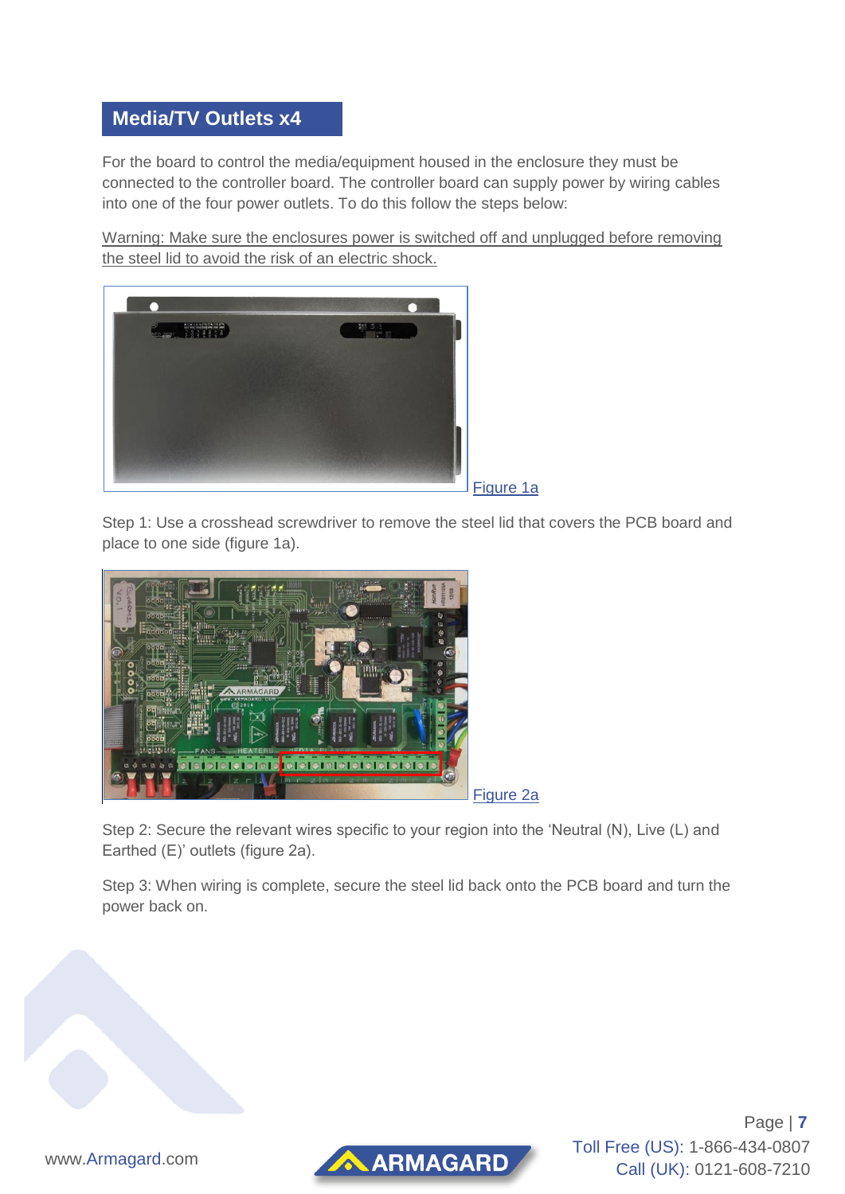## Media/TV Outlets x4

For the board to control the media/equipment housed in the enclosure they must be connected to the controller board. The controller board can supply power by wiring cables into one of the four power outlets. To do this follow the steps below:

Warning: Make sure the enclosures power is switched off and unplugged before removing the steel lid to avoid the risk of an electric shock.

Figure 1a

Step 1: Use a crosshead screwdriver to remove the steel lid that covers the PCB board and place to one side (figure 1a).

Figure 2a

Step 2: Secure the relevant wires specific to your region into the 'Neutral (N), Live (L) and Earthed (E)' outlets (figure 2a).

Step 3: When wiring is complete, secure the steel lid back onto the PCB board and turn the power back on.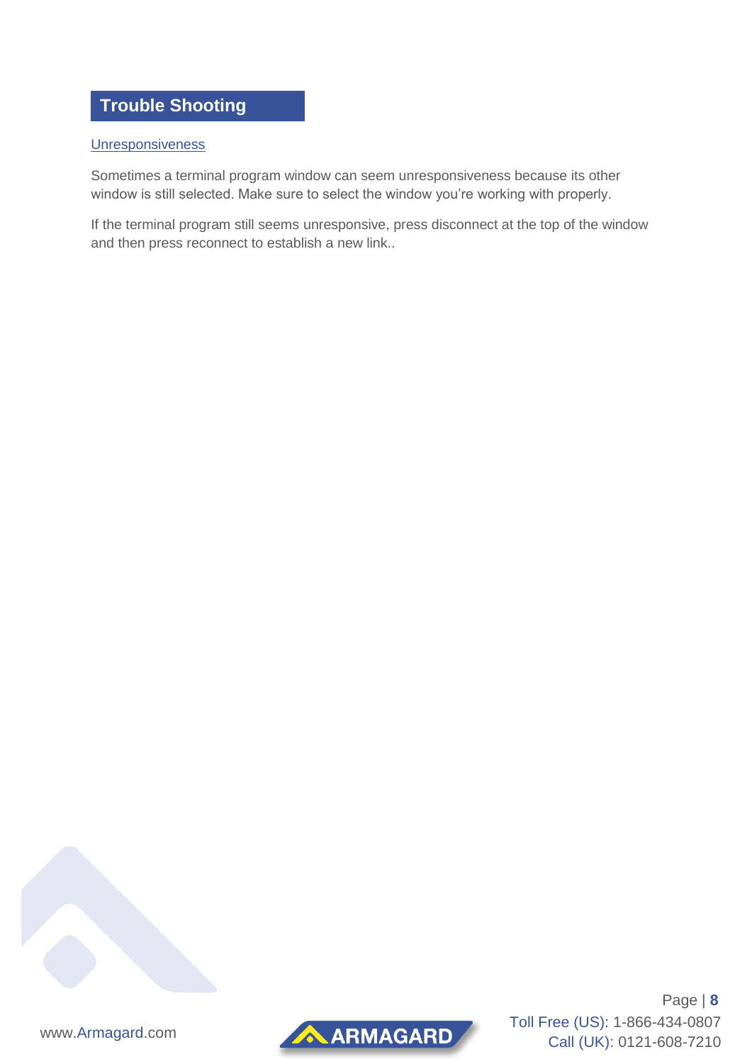# Trouble Shooting

## Unresponsiveness

Sometimes a terminal program window can seem unresponsiveness because its other window is still selected. Make sure to select the window you're working with properly.

If the terminal program still seems unresponsive, press disconnect at the top of the window and then press reconnect to establish a new link..